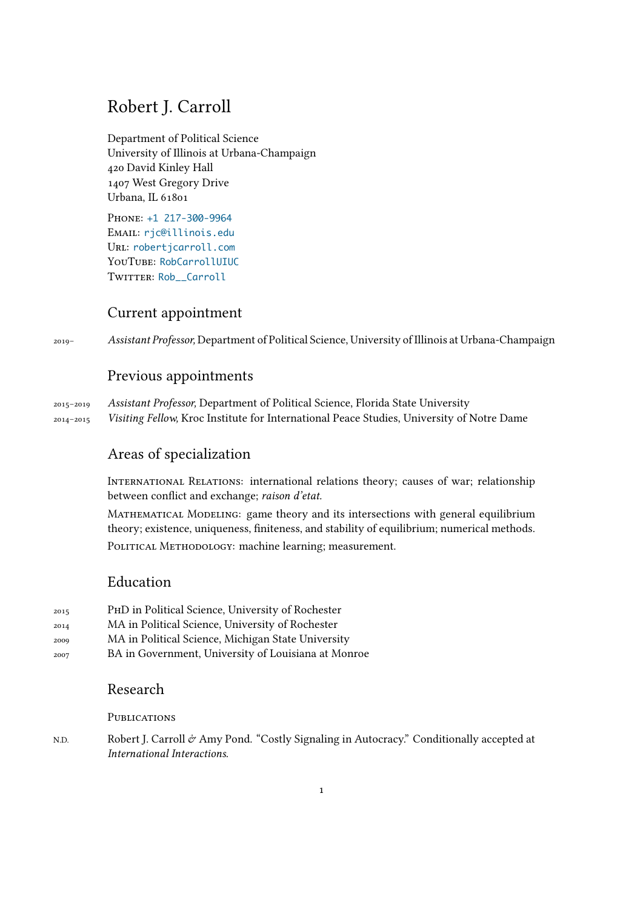# Robert J. Carroll

Department of Political Science
University of Illinois at Urbana-Champaign
420 David Kinley Hall
1407 West Gregory Drive
Urbana, IL 61801

Phone: +1 217-300-9964
Email: rjc@illinois.edu
Url: robertjcarroll.com
YouTube: RobCarrollUIUC
Twitter: Rob__Carroll

## Current appointment

2019– *Assistant Professor,* Department of Political Science, University of Illinois at Urbana-Champaign

## Previous appointments

2015–2019 *Assistant Professor,* Department of Political Science, Florida State University

2014–2015 *Visiting Fellow,* Kroc Institute for International Peace Studies, University of Notre Dame

## Areas of specialization

International Relations: international relations theory; causes of war; relationship between conflict and exchange; *raison d'etat.*

Mathematical Modeling: game theory and its intersections with general equilibrium theory; existence, uniqueness, finiteness, and stability of equilibrium; numerical methods.

Political Methodology: machine learning; measurement.

## Education

2015 PhD in Political Science, University of Rochester

2014 MA in Political Science, University of Rochester

2009 MA in Political Science, Michigan State University

2007 BA in Government, University of Louisiana at Monroe

## Research

### Publications

n.d. Robert J. Carroll & Amy Pond. "Costly Signaling in Autocracy." Conditionally accepted at *International Interactions*.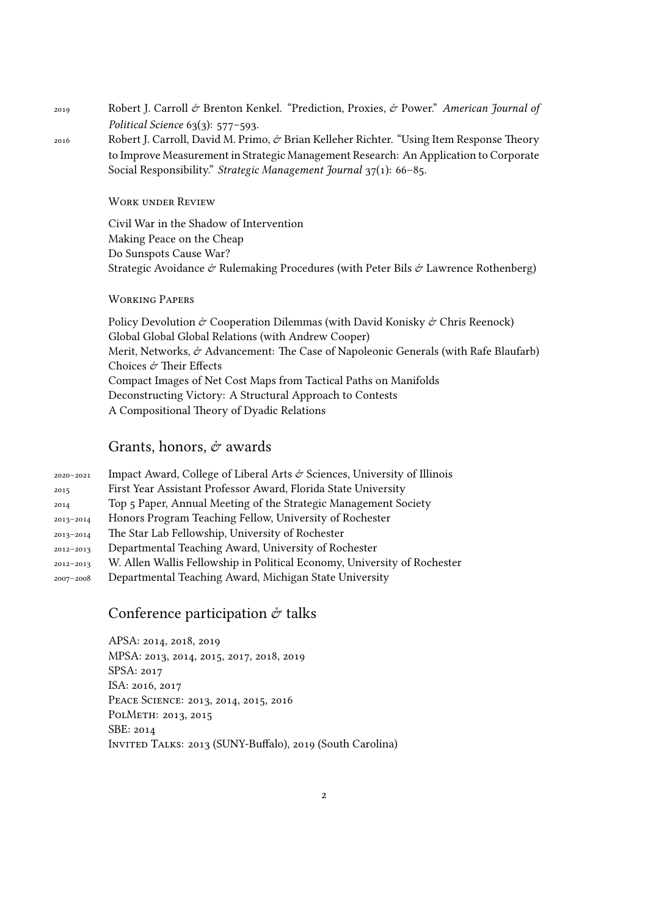2019 Robert J. Carroll & Brenton Kenkel. "Prediction, Proxies, & Power." *American Journal of Political Science* 63(3): 577–593.

2016 Robert J. Carroll, David M. Primo, & Brian Kelleher Richter. "Using Item Response Theory to Improve Measurement in Strategic Management Research: An Application to Corporate Social Responsibility." *Strategic Management Journal* 37(1): 66–85.

### Work under Review

Civil War in the Shadow of Intervention
Making Peace on the Cheap
Do Sunspots Cause War?
Strategic Avoidance & Rulemaking Procedures (with Peter Bils & Lawrence Rothenberg)

### Working Papers

Policy Devolution & Cooperation Dilemmas (with David Konisky & Chris Reenock)
Global Global Global Relations (with Andrew Cooper)
Merit, Networks, & Advancement: The Case of Napoleonic Generals (with Rafe Blaufarb)
Choices & Their Effects
Compact Images of Net Cost Maps from Tactical Paths on Manifolds
Deconstructing Victory: A Structural Approach to Contests
A Compositional Theory of Dyadic Relations

## Grants, honors, & awards

2020–2021 Impact Award, College of Liberal Arts & Sciences, University of Illinois
2015 First Year Assistant Professor Award, Florida State University
2014 Top 5 Paper, Annual Meeting of the Strategic Management Society
2013–2014 Honors Program Teaching Fellow, University of Rochester
2013–2014 The Star Lab Fellowship, University of Rochester
2012–2013 Departmental Teaching Award, University of Rochester
2012–2013 W. Allen Wallis Fellowship in Political Economy, University of Rochester
2007–2008 Departmental Teaching Award, Michigan State University

## Conference participation & talks

APSA: 2014, 2018, 2019
MPSA: 2013, 2014, 2015, 2017, 2018, 2019
SPSA: 2017
ISA: 2016, 2017
Peace Science: 2013, 2014, 2015, 2016
PolMeth: 2013, 2015
SBE: 2014
Invited Talks: 2013 (SUNY-Buffalo), 2019 (South Carolina)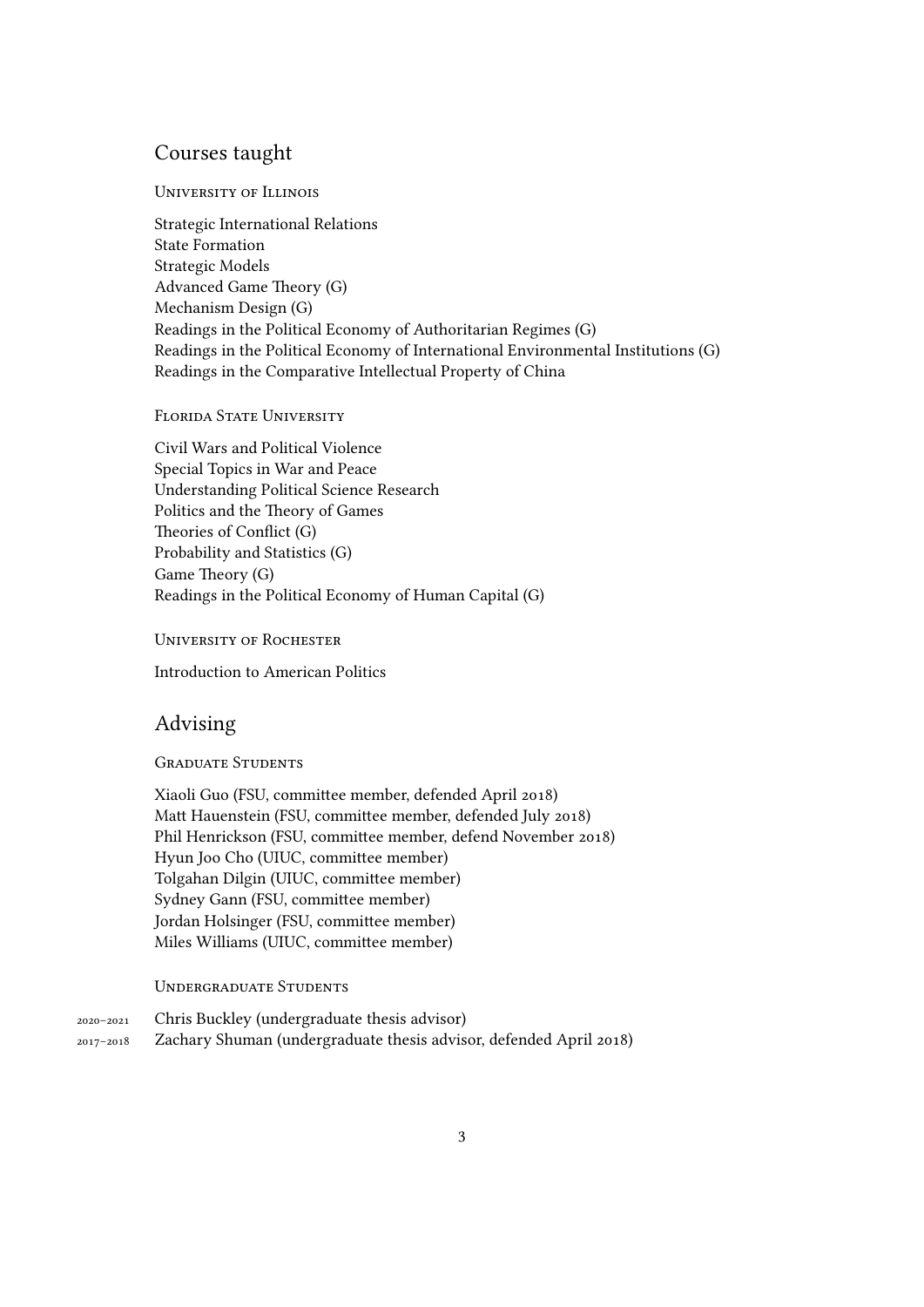## Courses taught

### University of Illinois

Strategic International Relations
State Formation
Strategic Models
Advanced Game Theory (G)
Mechanism Design (G)
Readings in the Political Economy of Authoritarian Regimes (G)
Readings in the Political Economy of International Environmental Institutions (G)
Readings in the Comparative Intellectual Property of China

### Florida State University

Civil Wars and Political Violence
Special Topics in War and Peace
Understanding Political Science Research
Politics and the Theory of Games
Theories of Conflict (G)
Probability and Statistics (G)
Game Theory (G)
Readings in the Political Economy of Human Capital (G)

### University of Rochester

Introduction to American Politics

## Advising

### Graduate Students

Xiaoli Guo (FSU, committee member, defended April 2018)
Matt Hauenstein (FSU, committee member, defended July 2018)
Phil Henrickson (FSU, committee member, defend November 2018)
Hyun Joo Cho (UIUC, committee member)
Tolgahan Dilgin (UIUC, committee member)
Sydney Gann (FSU, committee member)
Jordan Holsinger (FSU, committee member)
Miles Williams (UIUC, committee member)

### Undergraduate Students

2020–2021 Chris Buckley (undergraduate thesis advisor)
2017–2018 Zachary Shuman (undergraduate thesis advisor, defended April 2018)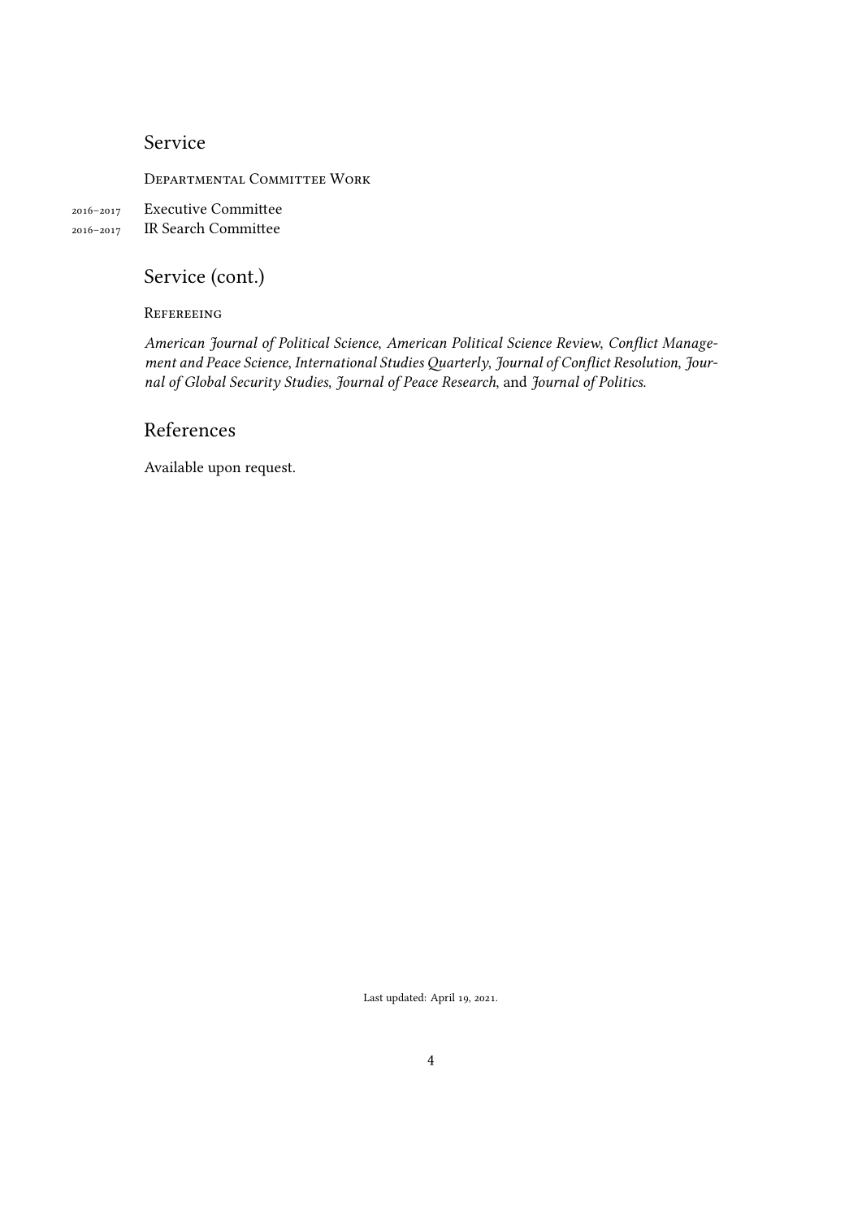## Service

### Departmental Committee Work

2016–2017 Executive Committee

2016–2017 IR Search Committee

## Service (cont.)

### Refereeing

*American Journal of Political Science*, *American Political Science Review*, *Conflict Management and Peace Science*, *International Studies Quarterly*, *Journal of Conflict Resolution*, *Journal of Global Security Studies*, *Journal of Peace Research*, and *Journal of Politics*.

## References

Available upon request.

Last updated: April 19, 2021.